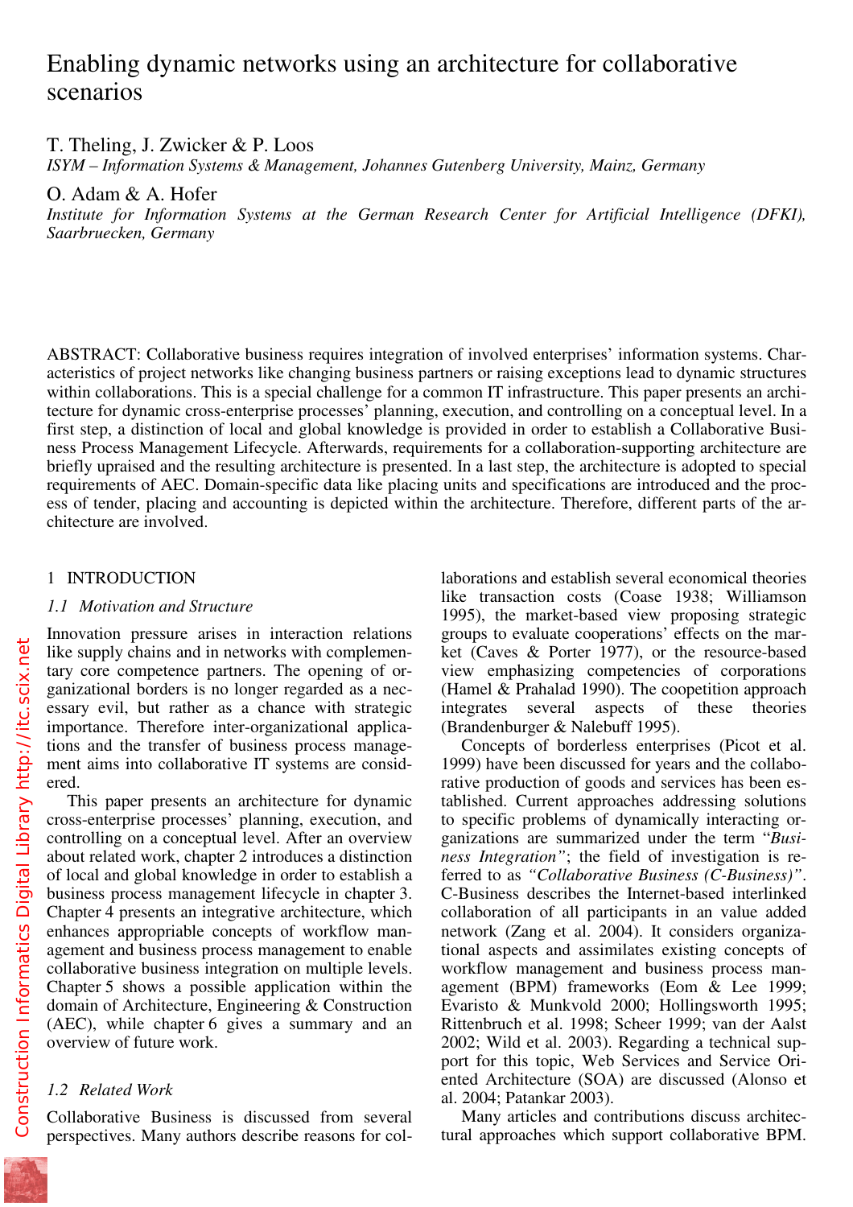# Enabling dynamic networks using an architecture for collaborative scenarios

T. Theling, J. Zwicker & P. Loos

*ISYM – Information Systems & Management, Johannes Gutenberg University, Mainz, Germany*

O. Adam & A. Hofer

*Institute for Information Systems at the German Research Center for Artificial Intelligence (DFKI), Saarbruecken, Germany*

ABSTRACT: Collaborative business requires integration of involved enterprises' information systems. Characteristics of project networks like changing business partners or raising exceptions lead to dynamic structures within collaborations. This is a special challenge for a common IT infrastructure. This paper presents an architecture for dynamic cross-enterprise processes' planning, execution, and controlling on a conceptual level. In a first step, a distinction of local and global knowledge is provided in order to establish a Collaborative Business Process Management Lifecycle. Afterwards, requirements for a collaboration-supporting architecture are briefly upraised and the resulting architecture is presented. In a last step, the architecture is adopted to special requirements of AEC. Domain-specific data like placing units and specifications are introduced and the process of tender, placing and accounting is depicted within the architecture. Therefore, different parts of the architecture are involved.

## 1 INTRODUCTION

### 1.1 Motivation and Structure

Innovation pressure arises in interaction relations like supply chains and in networks with complementary core competence partners. The opening of organizational borders is no longer regarded as a necessary evil, but rather as a chance with strategic importance. Therefore inter-organizational applications and the transfer of business process management aims into collaborative IT systems are considered.

This paper presents an architecture for dynamic cross-enterprise processes' planning, execution, and controlling on a conceptual level. After an overview about related work, chapter 2 introduces a distinction of local and global knowledge in order to establish a business process management lifecycle in chapter 3. Chapter 4 presents an integrative architecture, which enhances appropriable concepts of workflow management and business process management to enable collaborative business integration on multiple levels. Chapter 5 shows a possible application within the domain of Architecture, Engineering & Construction (AEC), while chapter 6 gives a summary and an overview of future work.

### 1.2 Related Work

Collaborative Business is discussed from several perspectives. Many authors describe reasons for collaborations and establish several economical theories like transaction costs (Coase 1938; Williamson 1995), the market-based view proposing strategic groups to evaluate cooperations' effects on the market (Caves & Porter 1977), or the resource-based view emphasizing competencies of corporations (Hamel & Prahalad 1990). The coopetition approach integrates several aspects of these theories (Brandenburger & Nalebuff 1995).

Concepts of borderless enterprises (Picot et al. 1999) have been discussed for years and the collaborative production of goods and services has been established. Current approaches addressing solutions to specific problems of dynamically interacting organizations are summarized under the term *"Business Integration"*; the field of investigation is referred to as *"Collaborative Business (C-Business)"*. C-Business describes the Internet-based interlinked collaboration of all participants in an value added network (Zang et al. 2004). It considers organizational aspects and assimilates existing concepts of workflow management and business process management (BPM) frameworks (Eom & Lee 1999; Evaristo & Munkvold 2000; Hollingsworth 1995; Rittenbruch et al. 1998; Scheer 1999; van der Aalst 2002; Wild et al. 2003). Regarding a technical support for this topic, Web Services and Service Oriented Architecture (SOA) are discussed (Alonso et al. 2004; Patankar 2003).

Many articles and contributions discuss architectural approaches which support collaborative BPM.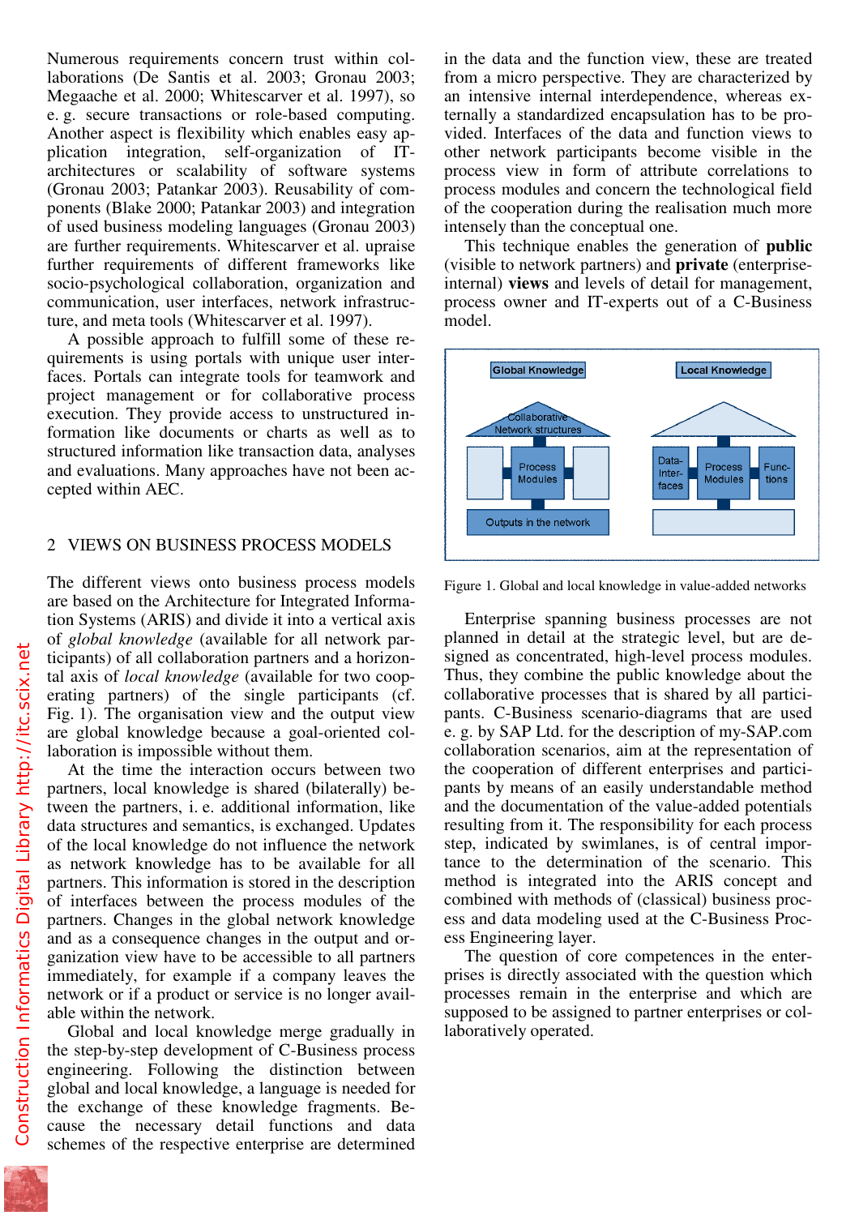Numerous requirements concern trust within collaborations (De Santis et al. 2003; Gronau 2003; Megaache et al. 2000; Whitescarver et al. 1997), so e. g. secure transactions or role-based computing. Another aspect is flexibility which enables easy application integration, self-organization of IT-architectures or scalability of software systems (Gronau 2003; Patankar 2003). Reusability of components (Blake 2000; Patankar 2003) and integration of used business modeling languages (Gronau 2003) are further requirements. Whitescarver et al. upraise further requirements of different frameworks like socio-psychological collaboration, organization and communication, user interfaces, network infrastructure, and meta tools (Whitescarver et al. 1997).

A possible approach to fulfill some of these requirements is using portals with unique user interfaces. Portals can integrate tools for teamwork and project management or for collaborative process execution. They provide access to unstructured information like documents or charts as well as to structured information like transaction data, analyses and evaluations. Many approaches have not been accepted within AEC.

## 2 VIEWS ON BUSINESS PROCESS MODELS

The different views onto business process models are based on the Architecture for Integrated Information Systems (ARIS) and divide it into a vertical axis of *global knowledge* (available for all participants) of all collaboration partners and a horizontal axis of *local knowledge* (available for two cooperating partners) of the single participants (cf. Fig. 1). The organisation view and the output view are global knowledge because a goal-oriented collaboration is impossible without them.

At the time the interaction occurs between two partners, local knowledge is shared (bilaterally) between the partners, i. e. additional information, like data structures and semantics, is exchanged. Updates of the local knowledge do not influence the network as network knowledge has to be available for all partners. This information is stored in the description of interfaces between the process modules of the partners. Changes in the global network knowledge and as a consequence changes in the output and organization view have to be accessible to all partners immediately, for example if a company leaves the network or if a product or service is no longer available within the network.

Global and local knowledge merge gradually in the step-by-step development of C-Business process engineering. Following the distinction between global and local knowledge, a language is needed for the exchange of these knowledge fragments. Because the necessary detail functions and data schemes of the respective enterprise are determined in the data and the function view, these are treated from a micro perspective. They are characterized by an intensive internal interdependence, whereas externally a standardized encapsulation has to be provided. Interfaces of the data and function views to other network participants become visible in the process view in form of attribute correlations to process modules and concern the technological field of the cooperation during the realisation much more intensely than the conceptual one.

This technique enables the generation of **public** (visible to network partners) and **private** (enterprise-internal) **views** and levels of detail for management, process owner and IT-experts out of a C-Business model.

Global Knowledge
Collaborative Network structures
Process Modules
Outputs in the network

Local Knowledge
Data-Inter-faces
Process Modules
Func-tions

Figure 1. Global and local knowledge in value-added networks

Enterprise spanning business processes are not planned in detail at the strategic level, but are designed as concentrated, high-level process modules. Thus, they combine the public knowledge about the collaborative processes that is shared by all participants. C-Business scenario-diagrams that are used e. g. by SAP Ltd. for the description of my-SAP.com collaboration scenarios, aim at the representation of the cooperation of different enterprises and participants by means of an easily understandable method and the documentation of the value-added potentials resulting from it. The responsibility for each process step, indicated by swimlanes, is of central importance to the determination of the scenario. This method is integrated into the ARIS concept and combined with methods of (classical) business process and data modeling used at the C-Business Process Engineering layer.

The question of core competences in the enterprises is directly associated with the question which processes remain in the enterprise and which are supposed to be assigned to partner enterprises or collaboratively operated.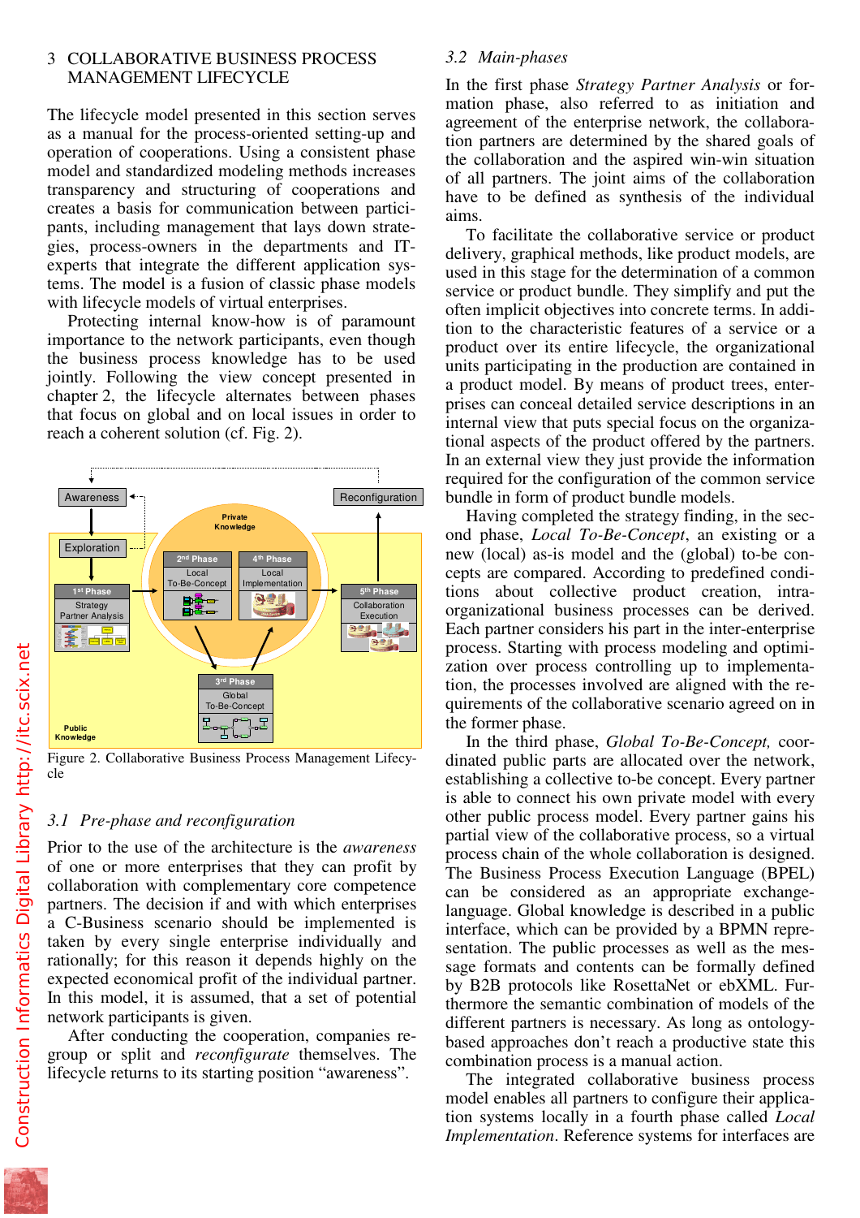## 3 COLLABORATIVE BUSINESS PROCESS MANAGEMENT LIFECYCLE

The lifecycle model presented in this section serves as a manual for the process-oriented setting-up and operation of cooperations. Using a consistent phase model and standardized modeling methods increases transparency and structuring of cooperations and creates a basis for communication between participants, including management that lays down strategies, process-owners in the departments and IT-experts that integrate the different application systems. The model is a fusion of classic phase models with lifecycle models of virtual enterprises.

Protecting internal know-how is of paramount importance to the network participants, even though the business process knowledge has to be used jointly. Following the view concept presented in chapter 2, the lifecycle alternates between phases that focus on global and on local issues in order to reach a coherent solution (cf. Fig. 2).

Awareness
Reconfiguration
Exploration
Private Knowledge
1st Phase
Strategy Partner Analysis
2nd Phase
Local To-Be-Concept
4th Phase
Local Implementation
5th Phase
Collaboration Execution
3rd Phase
Global To-Be-Concept
Public Knowledge

Figure 2. Collaborative Business Process Management Lifecycle

### 3.1 Pre-phase and reconfiguration

Prior to the use of the architecture is the *awareness* of one or more enterprises that they can profit by collaboration with complementary core competence partners. The decision if and with which enterprises a C-Business scenario should be implemented is taken by every single enterprise individually and rationally; for this reason it depends highly on the expected economical profit of the individual partner. In this model, it is assumed, that a set of potential network participants is given.

After conducting the cooperation, companies regroup or split and *reconfigurate* themselves. The lifecycle returns to its starting position "awareness".

### 3.2 Main-phases

In the first phase *Strategy Partner Analysis* or formation phase, also referred to as initiation and agreement of the enterprise network, the collaboration partners are determined by the shared goals of the collaboration and the aspired win-win situation of all partners. The joint aims of the collaboration have to be defined as synthesis of the individual aims.

To facilitate the collaborative service or product delivery, graphical methods, like product models, are used in this stage for the determination of a common service or product bundle. They simplify and put the often implicit objectives into concrete terms. In addition to the characteristic features of a service or a product over its entire lifecycle, the organizational units participating in the production are contained in a product model. By means of product trees, enterprises can conceal detailed service descriptions in an internal view that puts special focus on the organizational aspects of the product offered by the partners. In an external view they just provide the information required for the configuration of the common service bundle in form of product bundle models.

Having completed the strategy finding, in the second phase, *Local To-Be-Concept*, an existing or a new (local) as-is model and the (global) to-be concepts are compared. According to predefined conditions about collective product creation, intra-organizational business processes can be derived. Each partner considers his part in the inter-enterprise process. Starting with process modeling and optimization over process controlling up to implementation, the processes involved are aligned with the requirements of the collaborative scenario agreed on in the former phase.

In the third phase, *Global To-Be-Concept,* coordinated public parts are allocated over the network, establishing a collective to-be concept. Every partner is able to connect his own private model with every other public process model. Every partner gains his partial view of the collaborative process, so a virtual process chain of the whole collaboration is designed. The Business Process Execution Language (BPEL) can be considered as an appropriate exchange-language. Global knowledge is described in a public interface, which can be provided by a BPMN representation. The public processes as well as the message formats and contents can be formally defined by B2B protocols like RosettaNet or ebXML. Furthermore the semantic combination of models of the different partners is necessary. As long as ontology-based approaches don't reach a productive state this combination process is a manual action.

The integrated collaborative business process model enables all partners to configure their application systems locally in a fourth phase called *Local Implementation*. Reference systems for interfaces are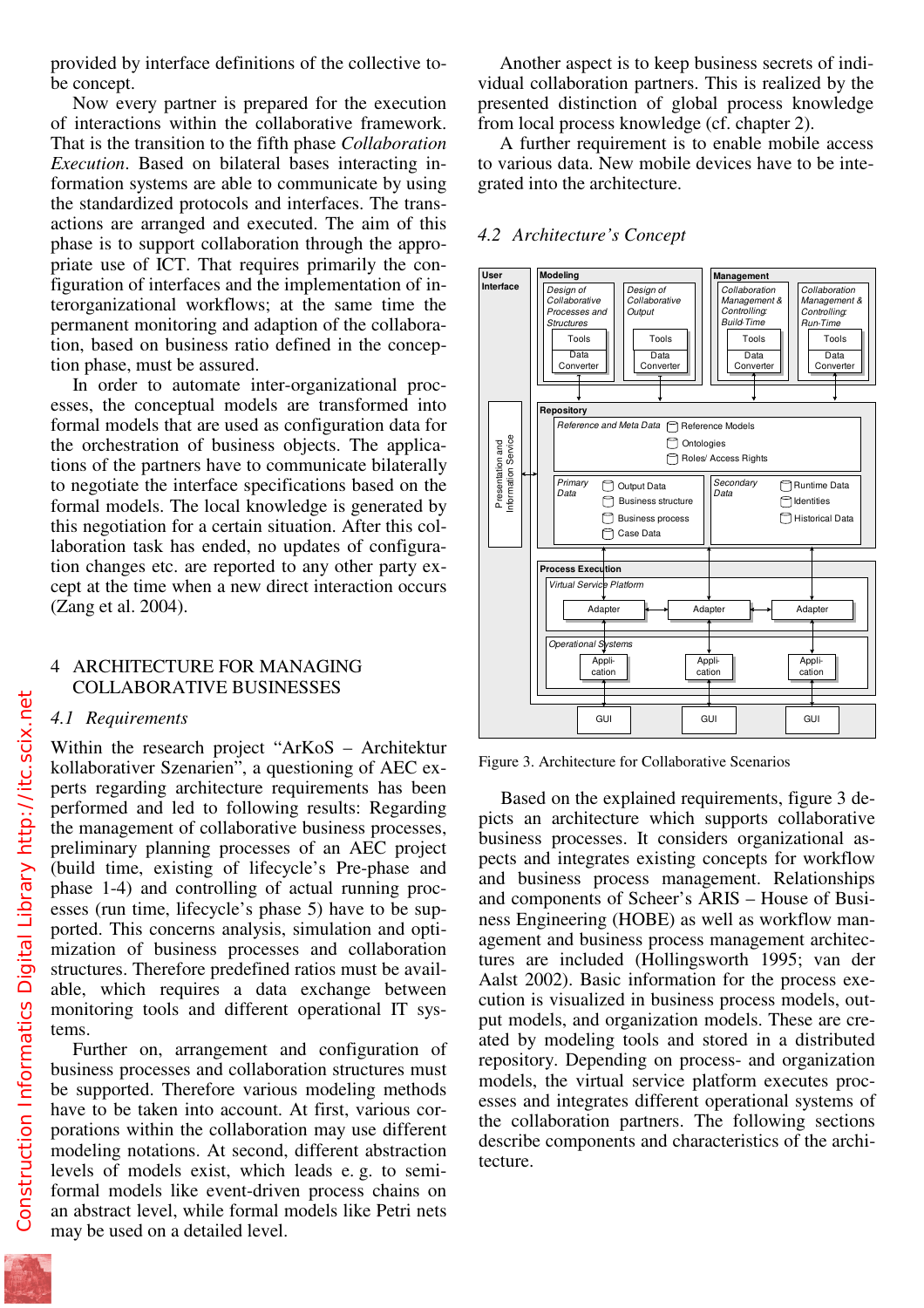provided by interface definitions of the collective to-be concept.

Now every partner is prepared for the execution of interactions within the collaborative framework. That is the transition to the fifth phase *Collaboration Execution*. Based on bilateral bases interacting information systems are able to communicate by using the standardized protocols and interfaces. The transactions are arranged and executed. The aim of this phase is to support collaboration through the appropriate use of ICT. That requires primarily the configuration of interfaces and the implementation of interorganizational workflows; at the same time the permanent monitoring and adaption of the collaboration, based on business ratio defined in the conception phase, must be assured.

In order to automate inter-organizational processes, the conceptual models are transformed into formal models that are used as configuration data for the orchestration of business objects. The applications of the partners have to communicate bilaterally to negotiate the interface specifications based on the formal models. The local knowledge is generated by this negotiation for a certain situation. After this collaboration task has ended, no updates of configuration changes etc. are reported to any other party except at the time when a new direct interaction occurs (Zang et al. 2004).

# 4 ARCHITECTURE FOR MANAGING COLLABORATIVE BUSINESSES

## 4.1 *Requirements*

Within the research project "ArKoS – Architektur kollaborativer Szenarien", a questioning of AEC experts regarding architecture requirements has been performed and led to following results: Regarding the management of collaborative business processes, preliminary planning processes of an AEC project (build time, existing of lifecycle's Pre-phase and phase 1-4) and controlling of actual running processes (run time, lifecycle's phase 5) have to be supported. This concerns analysis, simulation and optimization of business processes and collaboration structures. Therefore predefined ratios must be available, which requires a data exchange between monitoring tools and different operational IT systems.

Further on, arrangement and configuration of business processes and collaboration structures must be supported. Therefore various modeling methods have to be taken into account. At first, various corporations within the collaboration may use different modeling notations. At second, different abstraction levels of models exist, which leads e. g. to semi-formal models like event-driven process chains on an abstract level, while formal models like Petri nets may be used on a detailed level.

Another aspect is to keep business secrets of individual collaboration partners. This is realized by the presented distinction of global process knowledge from local process knowledge (cf. chapter 2).

A further requirement is to enable mobile access to various data. New mobile devices have to be integrated into the architecture.

## 4.2 *Architecture's Concept*

Figure 3. Architecture for Collaborative Scenarios

Based on the explained requirements, figure 3 depicts an architecture which supports collaborative business processes. It considers organizational aspects and integrates existing concepts for workflow and business process management. Relationships and components of Scheer's ARIS – House of Business Engineering (HOBE) as well as workflow management and business process management architectures are included (Hollingsworth 1995; van der Aalst 2002). Basic information for the process execution is visualized in business process models, output models, and organization models. These are created by modeling tools and stored in a distributed repository. Depending on process- and organization models, the virtual service platform executes processes and integrates different operational systems of the collaboration partners. The following sections describe components and characteristics of the architecture.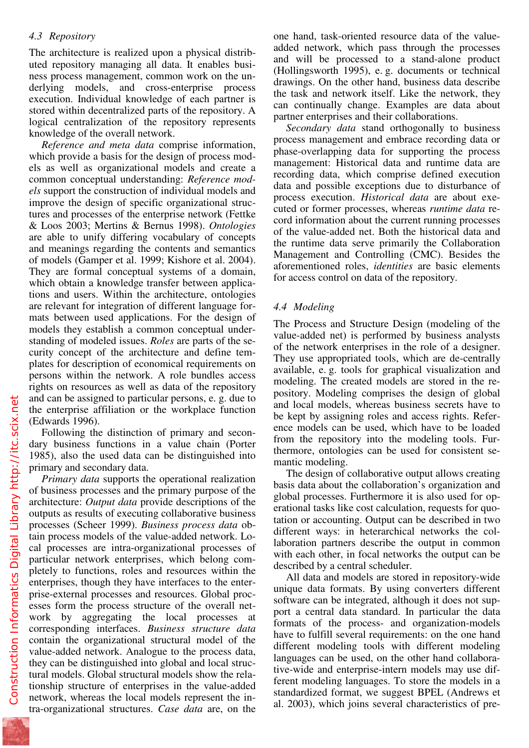### 4.3 Repository

The architecture is realized upon a physical distributed repository managing all data. It enables business process management, common work on the underlying models, and cross-enterprise process execution. Individual knowledge of each partner is stored within decentralized parts of the repository. A logical centralization of the repository represents knowledge of the overall network.

*Reference and meta data* comprise information, which provide a basis for the design of process models as well as organizational models and create a common conceptual understanding: *Reference models* support the construction of individual models and improve the design of specific organizational structures and processes of the enterprise network (Fettke & Loos 2003; Mertins & Bernus 1998). *Ontologies* are able to unify differing vocabulary of concepts and meanings regarding the contents and semantics of models (Gamper et al. 1999; Kishore et al. 2004). They are formal conceptual systems of a domain, which obtain a knowledge transfer between applications and users. Within the architecture, ontologies are relevant for integration of different language formats between used applications. For the design of models they establish a common conceptual understanding of modeled issues. *Roles* are parts of the security concept of the architecture and define templates for description of economical requirements on persons within the network. A role bundles access rights on resources as well as data of the repository and can be assigned to particular persons, e. g. due to the enterprise affiliation or the workplace function (Edwards 1996).

Following the distinction of primary and secondary business functions in a value chain (Porter 1985), also the used data can be distinguished into primary and secondary data.

*Primary data* supports the operational realization of business processes and the primary purpose of the architecture: *Output data* provide descriptions of the outputs as results of executing collaborative business processes (Scheer 1999). *Business process data* obtain process models of the value-added network. Local processes are intra-organizational processes of particular network enterprises, which belong completely to functions, roles and resources within the enterprises, though they have interfaces to the enterprise-external processes and resources. Global processes form the process structure of the overall network by aggregating the local processes at corresponding interfaces. *Business structure data* contain the organizational structural model of the value-added network. Analogue to the process data, they can be distinguished into global and local structural models. Global structural models show the relationship structure of enterprises in the value-added network, whereas the local models represent the intra-organizational structures. *Case data* are, on the one hand, task-oriented resource data of the value-added network, which pass through the processes and will be processed to a stand-alone product (Hollingsworth 1995), e. g. documents or technical drawings. On the other hand, business data describe the task and network itself. Like the network, they can continually change. Examples are data about partner enterprises and their collaborations.

*Secondary data* stand orthogonally to business process management and embrace recording data or phase-overlapping data for supporting the process management: Historical data and runtime data are recording data, which comprise defined execution data and possible exceptions due to disturbance of process execution. *Historical data* are about executed or former processes, whereas *runtime data* record information about the current running processes of the value-added net. Both the historical data and the runtime data serve primarily the Collaboration Management and Controlling (CMC). Besides the aforementioned roles, *identities* are basic elements for access control on data of the repository.

### 4.4 Modeling

The Process and Structure Design (modeling of the value-added net) is performed by business analysts of the network enterprises in the role of a designer. They use appropriated tools, which are de-centrally available, e. g. tools for graphical visualization and modeling. The created models are stored in the repository. Modeling comprises the design of global and local models, whereas business secrets have to be kept by assigning roles and access rights. Reference models can be used, which have to be loaded from the repository into the modeling tools. Furthermore, ontologies can be used for consistent semantic modeling.

The design of collaborative output allows creating basis data about the collaboration's organization and global processes. Furthermore it is also used for operational tasks like cost calculation, requests for quotation or accounting. Output can be described in two different ways: in heterarchical networks the collaboration partners describe the output in common with each other, in focal networks the output can be described by a central scheduler.

All data and models are stored in repository-wide unique data formats. By using converters different software can be integrated, although it does not support a central data standard. In particular the data formats of the process- and organization-models have to fulfill several requirements: on the one hand different modeling tools with different modeling languages can be used, on the other hand collaborative-wide and enterprise-intern models may use different modeling languages. To store the models in a standardized format, we suggest BPEL (Andrews et al. 2003), which joins several characteristics of pre-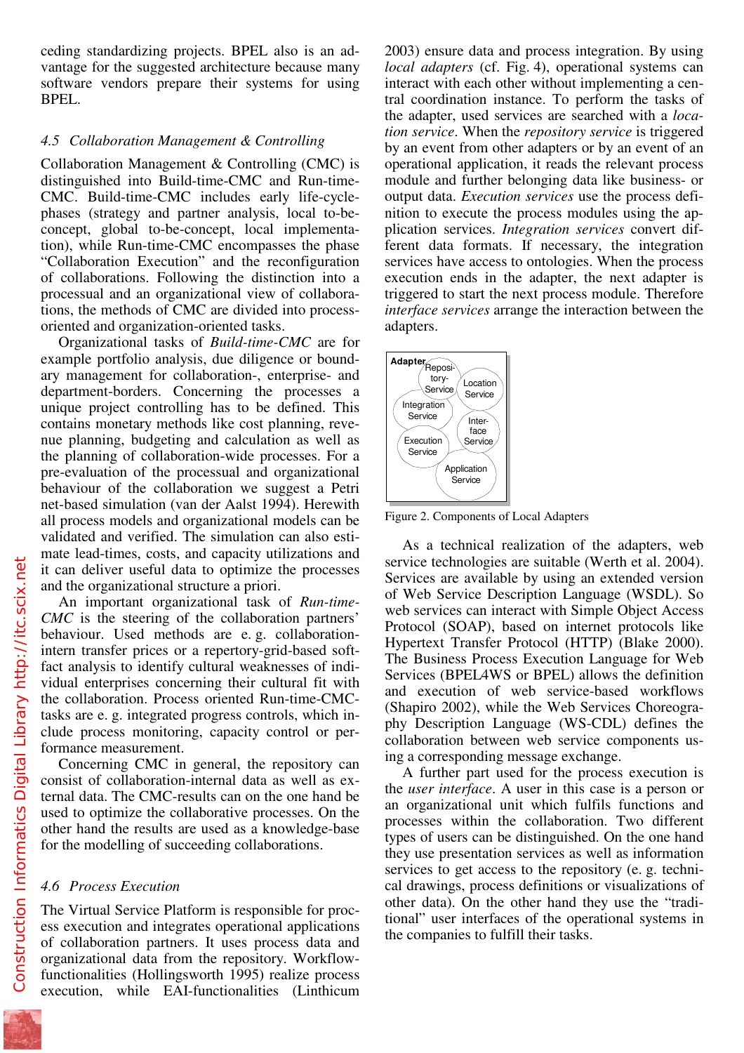ceding standardizing projects. BPEL also is an advantage for the suggested architecture because many software vendors prepare their systems for using BPEL.

### 4.5 Collaboration Management & Controlling

Collaboration Management & Controlling (CMC) is distinguished into Build-time-CMC and Run-time-CMC. Build-time-CMC includes early life-cycle-phases (strategy and partner analysis, local to-be-concept, global to-be-concept, local implementation), while Run-time-CMC encompasses the phase "Collaboration Execution" and the reconfiguration of collaborations. Following the distinction into a processual and an organizational view of collaborations, the methods of CMC are divided into process-oriented and organization-oriented tasks.

Organizational tasks of *Build-time-CMC* are for example portfolio analysis, due diligence or boundary management for collaboration-, enterprise- and department-borders. Concerning the processes a unique project controlling has to be defined. This contains monetary methods like cost planning, revenue planning, budgeting and calculation as well as the planning of collaboration-wide processes. For a pre-evaluation of the processual and organizational behaviour of the collaboration we suggest a Petri net-based simulation (van der Aalst 1994). Herewith all process models and organizational models can be validated and verified. The simulation can also estimate lead-times, costs, and capacity utilizations and it can deliver useful data to optimize the processes and the organizational structure a priori.

An important organizational task of *Run-time-CMC* is the steering of the collaboration partners' behaviour. Used methods are e. g. collaboration-intern transfer prices or a repertory-grid-based soft-fact analysis to identify cultural weaknesses of individual enterprises concerning their cultural fit with the collaboration. Process oriented Run-time-CMC-tasks are e. g. integrated progress controls, which include process monitoring, capacity control or performance measurement.

Concerning CMC in general, the repository can consist of collaboration-internal data as well as external data. The CMC-results can on the one hand be used to optimize the collaborative processes. On the other hand the results are used as a knowledge-base for the modelling of succeeding collaborations.

### 4.6 Process Execution

The Virtual Service Platform is responsible for process execution and integrates operational applications of collaboration partners. It uses process data and organizational data from the repository. Workflow-functionalities (Hollingsworth 1995) realize process execution, while EAI-functionalities (Linthicum 2003) ensure data and process integration. By using *local adapters* (cf. Fig. 4), operational systems can interact with each other without implementing a central coordination instance. To perform the tasks of the adapter, used services are searched with a *location service*. When the *repository service* is triggered by an event from other adapters or by an event of an operational application, it reads the relevant process module and further belonging data like business- or output data. *Execution services* use the process definition to execute the process modules using the application services. *Integration services* convert different data formats. If necessary, the integration services have access to ontologies. When the process execution ends in the adapter, the next adapter is triggered to start the next process module. Therefore *interface services* arrange the interaction between the adapters.

Figure 2. Components of Local Adapters

As a technical realization of the adapters, web service technologies are suitable (Werth et al. 2004). Services are available by using an extended version of Web Service Description Language (WSDL). So web services can interact with Simple Object Access Protocol (SOAP), based on internet protocols like Hypertext Transfer Protocol (HTTP) (Blake 2000). The Business Process Execution Language for Web Services (BPEL4WS or BPEL) allows the definition and execution of web service-based workflows (Shapiro 2002), while the Web Services Choreography Description Language (WS-CDL) defines the collaboration between web service components using a corresponding message exchange.

A further part used for the process execution is the *user interface*. A user in this case is a person or an organizational unit which fulfils functions and processes within the collaboration. Two different types of users can be distinguished. On the one hand they use presentation services as well as information services to get access to the repository (e. g. technical drawings, process definitions or visualizations of other data). On the other hand they use the "traditional" user interfaces of the operational systems in the companies to fulfill their tasks.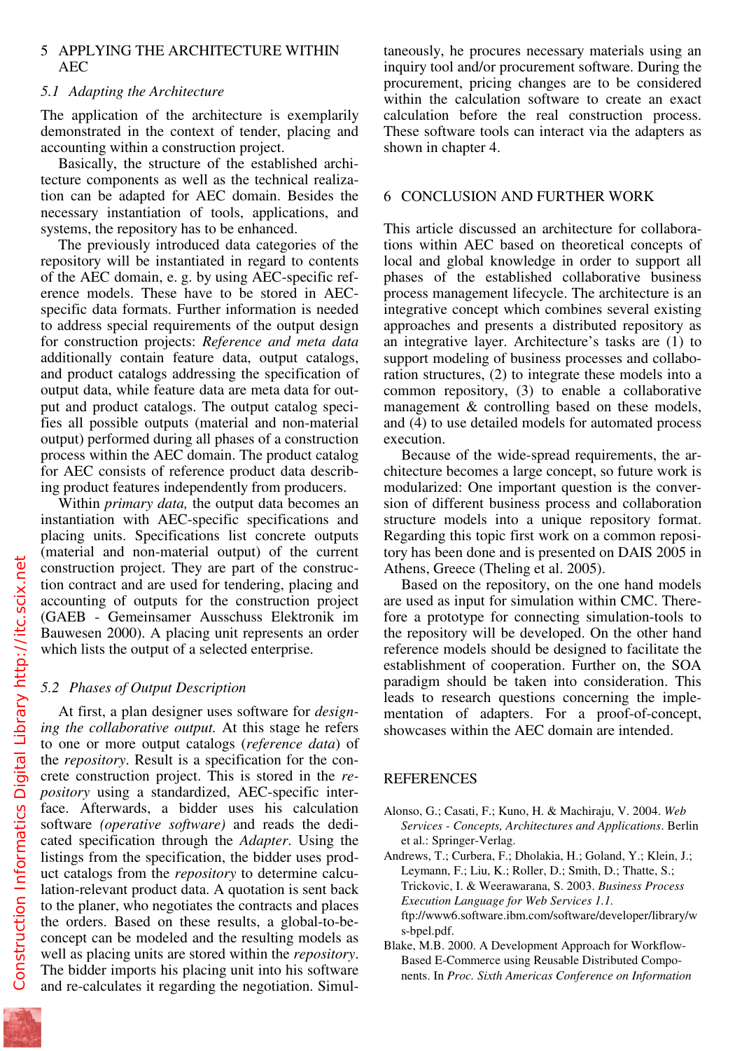## 5 APPLYING THE ARCHITECTURE WITHIN AEC

### 5.1 Adapting the Architecture

The application of the architecture is exemplarily demonstrated in the context of tender, placing and accounting within a construction project.

Basically, the structure of the established architecture components as well as the technical realization can be adapted for AEC domain. Besides the necessary instantiation of tools, applications, and systems, the repository has to be enhanced.

The previously introduced data categories of the repository will be instantiated in regard to contents of the AEC domain, e. g. by using AEC-specific reference models. These have to be stored in AEC-specific data formats. Further information is needed to address special requirements of the output design for construction projects: *Reference and meta data* additionally contain feature data, output catalogs, and product catalogs addressing the specification of output data, while feature data are meta data for output and product catalogs. The output catalog specifies all possible outputs (material and non-material output) performed during all phases of a construction process within the AEC domain. The product catalog for AEC consists of reference product data describing product features independently from producers.

Within *primary data,* the output data becomes an instantiation with AEC-specific specifications and placing units. Specifications list concrete outputs (material and non-material output) of the current construction project. They are part of the construction contract and are used for tendering, placing and accounting of outputs for the construction project (GAEB - Gemeinsamer Ausschuss Elektronik im Bauwesen 2000). A placing unit represents an order which lists the output of a selected enterprise.

### 5.2 Phases of Output Description

At first, a plan designer uses software for *designing the collaborative output.* At this stage he refers to one or more output catalogs (*reference data*) of the *repository*. Result is a specification for the concrete construction project. This is stored in the *repository* using a standardized, AEC-specific interface. Afterwards, a bidder uses his calculation software *(operative software)* and reads the dedicated specification through the *Adapter*. Using the listings from the specification, the bidder uses product catalogs from the *repository* to determine calculation-relevant product data. A quotation is sent back to the planer, who negotiates the contracts and places the orders. Based on these results, a global-to-be-concept can be modeled and the resulting models as well as placing units are stored within the *repository*. The bidder imports his placing unit into his software and re-calculates it regarding the negotiation. Simultaneously, he procures necessary materials using an inquiry tool and/or procurement software. During the procurement, pricing changes are to be considered within the calculation software to create an exact calculation before the real construction process. These software tools can interact via the adapters as shown in chapter 4.

## 6 CONCLUSION AND FURTHER WORK

This article discussed an architecture for collaborations within AEC based on theoretical concepts of local and global knowledge in order to support all phases of the established collaborative business process management lifecycle. The architecture is an integrative concept which combines several existing approaches and presents a distributed repository as an integrative layer. Architecture's tasks are (1) to support modeling of business processes and collaboration structures, (2) to integrate these models into a common repository, (3) to enable a collaborative management & controlling based on these models, and (4) to use detailed models for automated process execution.

Because of the wide-spread requirements, the architecture becomes a large concept, so future work is modularized: One important question is the conversion of different business process and collaboration structure models into a unique repository format. Regarding this topic first work on a common repository has been done and is presented on DAIS 2005 in Athens, Greece (Theling et al. 2005).

Based on the repository, on the one hand models are used as input for simulation within CMC. Therefore a prototype for connecting simulation-tools to the repository will be developed. On the other hand reference models should be designed to facilitate the establishment of cooperation. Further on, the SOA paradigm should be taken into consideration. This leads to research questions concerning the implementation of adapters. For a proof-of-concept, showcases within the AEC domain are intended.

## REFERENCES

Alonso, G.; Casati, F.; Kuno, H. & Machiraju, V. 2004. *Web Services - Concepts, Architectures and Applications*. Berlin et al.: Springer-Verlag.

Andrews, T.; Curbera, F.; Dholakia, H.; Goland, Y.; Klein, J.; Leymann, F.; Liu, K.; Roller, D.; Smith, D.; Thatte, S.; Trickovic, I. & Weerawarana, S. 2003. *Business Process Execution Language for Web Services 1.1*. ftp://www6.software.ibm.com/software/developer/library/ws-bpel.pdf.

Blake, M.B. 2000. A Development Approach for Workflow-Based E-Commerce using Reusable Distributed Components. In *Proc. Sixth Americas Conference on Information*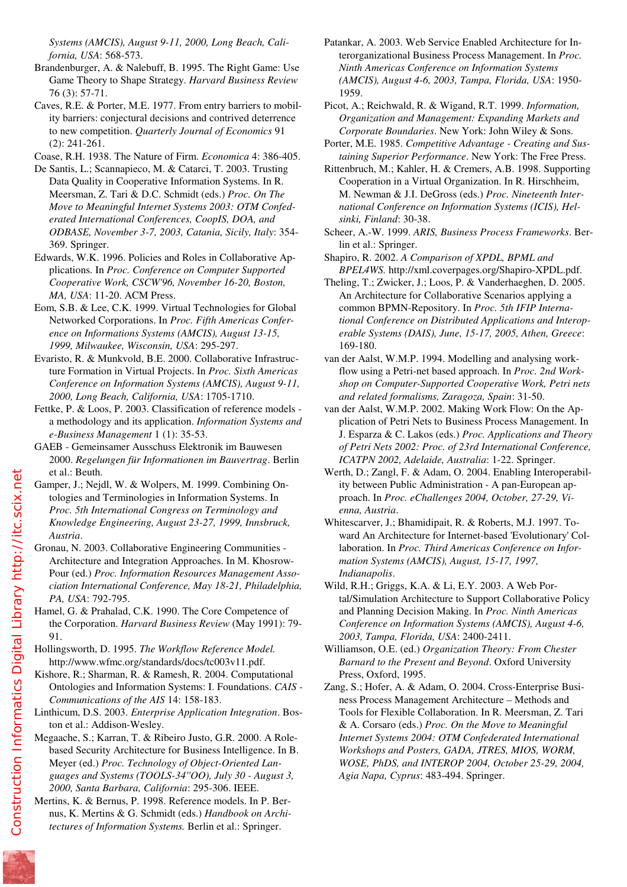*Systems (AMCIS), August 9-11, 2000, Long Beach, California, USA*: 568-573.

Brandenburger, A. & Nalebuff, B. 1995. The Right Game: Use Game Theory to Shape Strategy. *Harvard Business Review* 76 (3): 57-71.

Caves, R.E. & Porter, M.E. 1977. From entry barriers to mobility barriers: conjectural decisions and contrived deterrence to new competition. *Quarterly Journal of Economics* 91 (2): 241-261.

Coase, R.H. 1938. The Nature of Firm. *Economica* 4: 386-405.

De Santis, L.; Scannapieco, M. & Catarci, T. 2003. Trusting Data Quality in Cooperative Information Systems. In R. Meersman, Z. Tari & D.C. Schmidt (eds.) *Proc. On The Move to Meaningful Internet Systems 2003: OTM Confederated International Conferences, CoopIS, DOA, and ODBASE, November 3-7, 2003, Catania, Sicily, Italy*: 354-369. Springer.

Edwards, W.K. 1996. Policies and Roles in Collaborative Applications. In *Proc. Conference on Computer Supported Cooperative Work, CSCW'96, November 16-20, Boston, MA, USA*: 11-20. ACM Press.

Eom, S.B. & Lee, C.K. 1999. Virtual Technologies for Global Networked Corporations. In *Proc. Fifth Americas Conference on Informations Systems (AMCIS), August 13-15, 1999, Milwaukee, Wisconsin, USA*: 295-297.

Evaristo, R. & Munkvold, B.E. 2000. Collaborative Infrastructure Formation in Virtual Projects. In *Proc. Sixth Americas Conference on Information Systems (AMCIS), August 9-11, 2000, Long Beach, California, USA*: 1705-1710.

Fettke, P. & Loos, P. 2003. Classification of reference models - a methodology and its application. *Information Systems and e-Business Management* 1 (1): 35-53.

GAEB - Gemeinsamer Ausschuss Elektronik im Bauwesen 2000. *Regelungen für Informationen im Bauvertrag*. Berlin et al.: Beuth.

Gamper, J.; Nejdl, W. & Wolpers, M. 1999. Combining Ontologies and Terminologies in Information Systems. In *Proc. 5th International Congress on Terminology and Knowledge Engineering, August 23-27, 1999, Innsbruck, Austria*.

Gronau, N. 2003. Collaborative Engineering Communities - Architecture and Integration Approaches. In M. Khosrow-Pour (ed.) *Proc. Information Resources Management Association International Conference, May 18-21, Philadelphia, PA, USA*: 792-795.

Hamel, G. & Prahalad, C.K. 1990. The Core Competence of the Corporation. *Harvard Business Review* (May 1991): 79-91.

Hollingsworth, D. 1995. *The Workflow Reference Model.* http://www.wfmc.org/standards/docs/tc003v11.pdf.

Kishore, R.; Sharman, R. & Ramesh, R. 2004. Computational Ontologies and Information Systems: I. Foundations. *CAIS - Communications of the AIS* 14: 158-183.

Linthicum, D.S. 2003. *Enterprise Application Integration*. Boston et al.: Addison-Wesley.

Megaache, S.; Karran, T. & Ribeiro Justo, G.R. 2000. A Role-based Security Architecture for Business Intelligence. In B. Meyer (ed.) *Proc. Technology of Object-Oriented Languages and Systems (TOOLS-34''OO), July 30 - August 3, 2000, Santa Barbara, California*: 295-306. IEEE.

Mertins, K. & Bernus, P. 1998. Reference models. In P. Bernus, K. Mertins & G. Schmidt (eds.) *Handbook on Architectures of Information Systems.* Berlin et al.: Springer.

Patankar, A. 2003. Web Service Enabled Architecture for Interorganizational Business Process Management. In *Proc. Ninth Americas Conference on Information Systems (AMCIS), August 4-6, 2003, Tampa, Florida, USA*: 1950-1959.

Picot, A.; Reichwald, R. & Wigand, R.T. 1999. *Information, Organization and Management: Expanding Markets and Corporate Boundaries*. New York: John Wiley & Sons.

Porter, M.E. 1985. *Competitive Advantage - Creating and Sustaining Superior Performance*. New York: The Free Press.

Rittenbruch, M.; Kahler, H. & Cremers, A.B. 1998. Supporting Cooperation in a Virtual Organization. In R. Hirschheim, M. Newman & J.I. DeGross (eds.) *Proc. Nineteenth International Conference on Information Systems (ICIS), Helsinki, Finland*: 30-38.

Scheer, A.-W. 1999. *ARIS, Business Process Frameworks*. Berlin et al.: Springer.

Shapiro, R. 2002. *A Comparison of XPDL, BPML and BPEL4WS.* http://xml.coverpages.org/Shapiro-XPDL.pdf.

Theling, T.; Zwicker, J.; Loos, P. & Vanderhaeghen, D. 2005. An Architecture for Collaborative Scenarios applying a common BPMN-Repository. In *Proc. 5th IFIP International Conference on Distributed Applications and Interoperable Systems (DAIS), June, 15-17, 2005, Athen, Greece*: 169-180.

van der Aalst, W.M.P. 1994. Modelling and analysing workflow using a Petri-net based approach. In *Proc. 2nd Workshop on Computer-Supported Cooperative Work, Petri nets and related formalisms, Zaragoza, Spain*: 31-50.

van der Aalst, W.M.P. 2002. Making Work Flow: On the Application of Petri Nets to Business Process Management. In J. Esparza & C. Lakos (eds.) *Proc. Applications and Theory of Petri Nets 2002: Proc. of 23rd International Conference, ICATPN 2002, Adelaide, Australia*: 1-22. Springer.

Werth, D.; Zangl, F. & Adam, O. 2004. Enabling Interoperability between Public Administration - A pan-European approach. In *Proc. eChallenges 2004, October, 27-29, Vienna, Austria*.

Whitescarver, J.; Bhamidipait, R. & Roberts, M.J. 1997. Toward An Architecture for Internet-based 'Evolutionary' Collaboration. In *Proc. Third Americas Conference on Information Systems (AMCIS), August, 15-17, 1997, Indianapolis*.

Wild, R.H.; Griggs, K.A. & Li, E.Y. 2003. A Web Portal/Simulation Architecture to Support Collaborative Policy and Planning Decision Making. In *Proc. Ninth Americas Conference on Information Systems (AMCIS), August 4-6, 2003, Tampa, Florida, USA*: 2400-2411.

Williamson, O.E. (ed.) *Organization Theory: From Chester Barnard to the Present and Beyond*. Oxford University Press, Oxford, 1995.

Zang, S.; Hofer, A. & Adam, O. 2004. Cross-Enterprise Business Process Management Architecture – Methods and Tools for Flexible Collaboration. In R. Meersman, Z. Tari & A. Corsaro (eds.) *Proc. On the Move to Meaningful Internet Systems 2004: OTM Confederated International Workshops and Posters, GADA, JTRES, MIOS, WORM, WOSE, PhDS, and INTEROP 2004, October 25-29, 2004, Agia Napa, Cyprus*: 483-494. Springer.